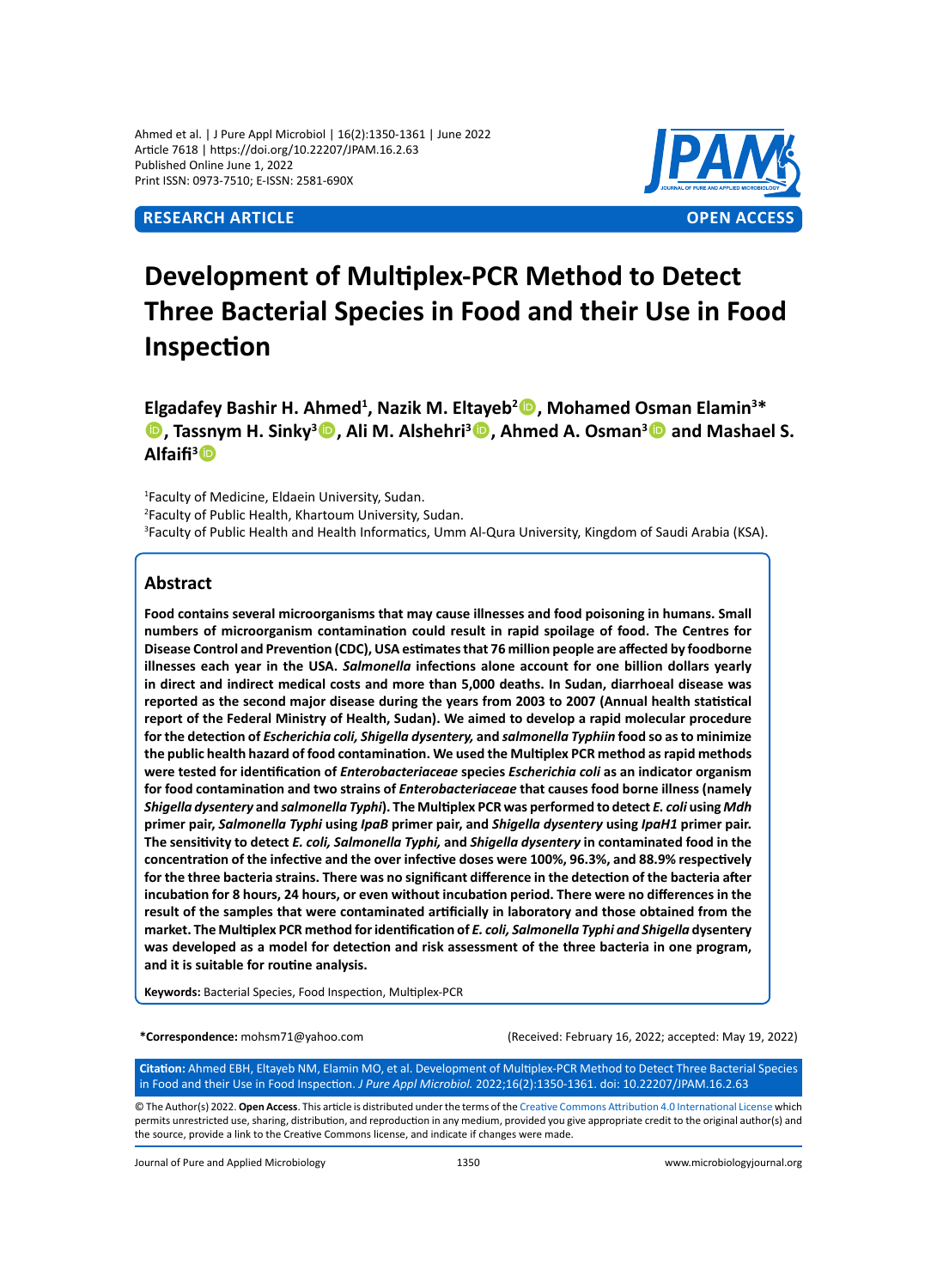Ahmed et al. | J Pure Appl Microbiol | 16(2):1350-1361 | June 2022
Article 7618 | https://doi.org/10.22207/JPAM.16.2.63
Published Online June 1, 2022
Print ISSN: 0973-7510; E-ISSN: 2581-690X

**RESEARCH ARTICLE** **OPEN ACCESS**

# Development of Multiplex-PCR Method to Detect Three Bacterial Species in Food and their Use in Food Inspection

**Elgadafey Bashir H. Ahmed[1], Nazik M. Eltayeb[2], Mohamed Osman Elamin[3]\*, Tassnym H. Sinky[3], Ali M. Alshehri[3], Ahmed A. Osman[3] and Mashael S. Alfaifi[3]**

[1]Faculty of Medicine, Eldaein University, Sudan.
[2]Faculty of Public Health, Khartoum University, Sudan.
[3]Faculty of Public Health and Health Informatics, Umm Al-Qura University, Kingdom of Saudi Arabia (KSA).

## Abstract

**Food contains several microorganisms that may cause illnesses and food poisoning in humans. Small numbers of microorganism contamination could result in rapid spoilage of food. The Centres for Disease Control and Prevention (CDC), USA estimates that 76 million people are affected by foodborne illnesses each year in the USA. *Salmonella* infections alone account for one billion dollars yearly in direct and indirect medical costs and more than 5,000 deaths. In Sudan, diarrhoeal disease was reported as the second major disease during the years from 2003 to 2007 (Annual health statistical report of the Federal Ministry of Health, Sudan). We aimed to develop a rapid molecular procedure for the detection of *Escherichia coli, Shigella dysentery,* and *salmonella Typhiin* food so as to minimize the public health hazard of food contamination. We used the Multiplex PCR method as rapid methods were tested for identification of *Enterobacteriaceae* species *Escherichia coli* as an indicator organism for food contamination and two strains of *Enterobacteriaceae* that causes food borne illness (namely *Shigella dysentery* and *salmonella Typhi*). The Multiplex PCR was performed to detect *E. coli* using *Mdh* primer pair, *Salmonella Typhi* using *IpaB* primer pair, and *Shigella dysentery* using *IpaH1* primer pair. The sensitivity to detect *E. coli, Salmonella Typhi,* and *Shigella dysentery* in contaminated food in the concentration of the infective and the over infective doses were 100%, 96.3%, and 88.9% respectively for the three bacteria strains. There was no significant difference in the detection of the bacteria after incubation for 8 hours, 24 hours, or even without incubation period. There were no differences in the result of the samples that were contaminated artificially in laboratory and those obtained from the market. The Multiplex PCR method for identification of *E. coli, Salmonella Typhi and Shigella* dysentery was developed as a model for detection and risk assessment of the three bacteria in one program, and it is suitable for routine analysis.**

**Keywords:** Bacterial Species, Food Inspection, Multiplex-PCR

**\*Correspondence:** mohsm71@yahoo.com

(Received: February 16, 2022; accepted: May 19, 2022)

**Citation:** Ahmed EBH, Eltayeb NM, Elamin MO, et al. Development of Multiplex-PCR Method to Detect Three Bacterial Species in Food and their Use in Food Inspection. *J Pure Appl Microbiol.* 2022;16(2):1350-1361. doi: 10.22207/JPAM.16.2.63

© The Author(s) 2022. **Open Access**. This article is distributed under the terms of the Creative Commons Attribution 4.0 International License which permits unrestricted use, sharing, distribution, and reproduction in any medium, provided you give appropriate credit to the original author(s) and the source, provide a link to the Creative Commons license, and indicate if changes were made.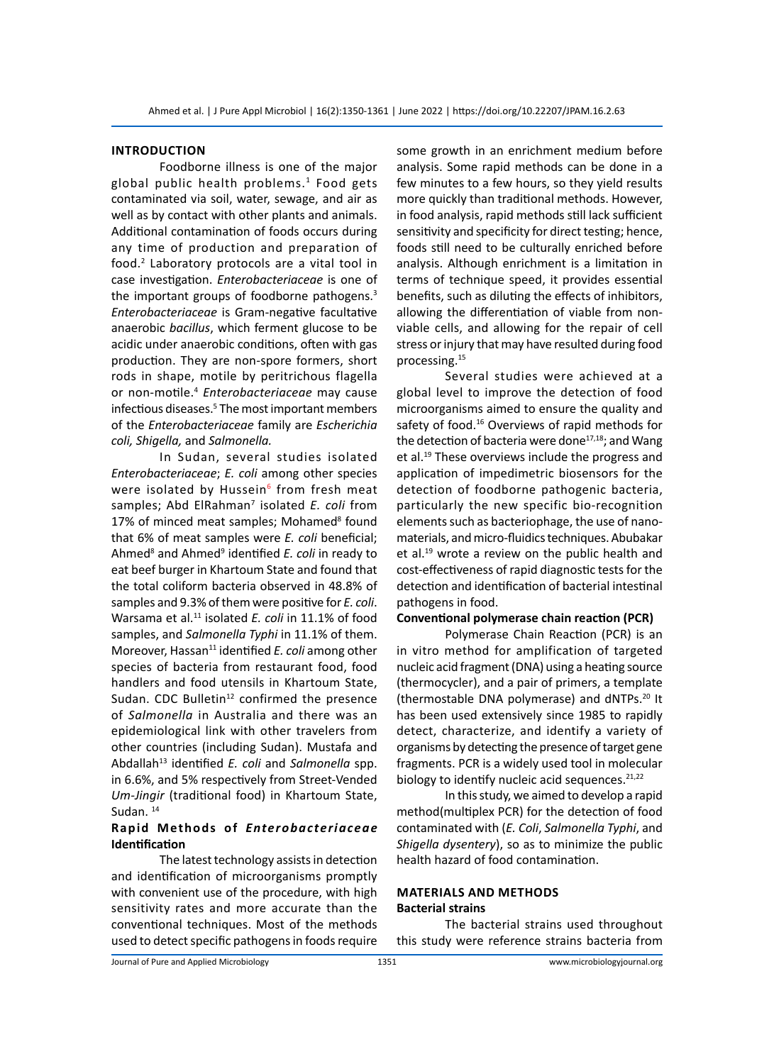## INTRODUCTION

Foodborne illness is one of the major global public health problems.[1] Food gets contaminated via soil, water, sewage, and air as well as by contact with other plants and animals. Additional contamination of foods occurs during any time of production and preparation of food.[2] Laboratory protocols are a vital tool in case investigation. *Enterobacteriaceae* is one of the important groups of foodborne pathogens.[3] *Enterobacteriaceae* is Gram-negative facultative anaerobic *bacillus*, which ferment glucose to be acidic under anaerobic conditions, often with gas production. They are non-spore formers, short rods in shape, motile by peritrichous flagella or non-motile.[4] *Enterobacteriaceae* may cause infectious diseases.[5] The most important members of the *Enterobacteriaceae* family are *Escherichia coli, Shigella,* and *Salmonella.*

In Sudan, several studies isolated *Enterobacteriaceae*; *E. coli* among other species were isolated by Hussein[6] from fresh meat samples; Abd ElRahman[7] isolated *E. coli* from 17% of minced meat samples; Mohamed[8] found that 6% of meat samples were *E. coli* beneficial; Ahmed[8] and Ahmed[9] identified *E. coli* in ready to eat beef burger in Khartoum State and found that the total coliform bacteria observed in 48.8% of samples and 9.3% of them were positive for *E. coli*. Warsama et al.[11] isolated *E. coli* in 11.1% of food samples, and *Salmonella Typhi* in 11.1% of them. Moreover, Hassan[11] identified *E. coli* among other species of bacteria from restaurant food, food handlers and food utensils in Khartoum State, Sudan. CDC Bulletin[12] confirmed the presence of *Salmonella* in Australia and there was an epidemiological link with other travelers from other countries (including Sudan). Mustafa and Abdallah[13] identified *E. coli* and *Salmonella* spp. in 6.6%, and 5% respectively from Street-Vended *Um-Jingir* (traditional food) in Khartoum State, Sudan. [14]

### Rapid Methods of *Enterobacteriaceae* Identification

The latest technology assists in detection and identification of microorganisms promptly with convenient use of the procedure, with high sensitivity rates and more accurate than the conventional techniques. Most of the methods used to detect specific pathogens in foods require some growth in an enrichment medium before analysis. Some rapid methods can be done in a few minutes to a few hours, so they yield results more quickly than traditional methods. However, in food analysis, rapid methods still lack sufficient sensitivity and specificity for direct testing; hence, foods still need to be culturally enriched before analysis. Although enrichment is a limitation in terms of technique speed, it provides essential benefits, such as diluting the effects of inhibitors, allowing the differentiation of viable from non-viable cells, and allowing for the repair of cell stress or injury that may have resulted during food processing.[15]

Several studies were achieved at a global level to improve the detection of food microorganisms aimed to ensure the quality and safety of food.[16] Overviews of rapid methods for the detection of bacteria were done[17,18]; and Wang et al.[19] These overviews include the progress and application of impedimetric biosensors for the detection of foodborne pathogenic bacteria, particularly the new specific bio-recognition elements such as bacteriophage, the use of nano-materials, and micro-fluidics techniques. Abubakar et al.[19] wrote a review on the public health and cost-effectiveness of rapid diagnostic tests for the detection and identification of bacterial intestinal pathogens in food.

### Conventional polymerase chain reaction (PCR)

Polymerase Chain Reaction (PCR) is an in vitro method for amplification of targeted nucleic acid fragment (DNA) using a heating source (thermocycler), and a pair of primers, a template (thermostable DNA polymerase) and dNTPs.[20] It has been used extensively since 1985 to rapidly detect, characterize, and identify a variety of organisms by detecting the presence of target gene fragments. PCR is a widely used tool in molecular biology to identify nucleic acid sequences.[21,22]

In this study, we aimed to develop a rapid method(multiplex PCR) for the detection of food contaminated with (*E. Coli*, *Salmonella Typhi*, and *Shigella dysentery*), so as to minimize the public health hazard of food contamination.

## MATERIALS AND METHODS

### Bacterial strains

The bacterial strains used throughout this study were reference strains bacteria from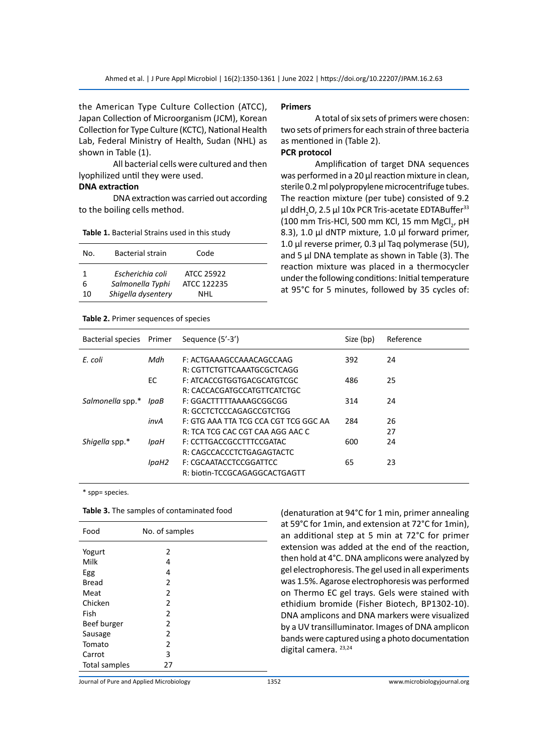the American Type Culture Collection (ATCC), Japan Collection of Microorganism (JCM), Korean Collection for Type Culture (KCTC), National Health Lab, Federal Ministry of Health, Sudan (NHL) as shown in Table (1).

All bacterial cells were cultured and then lyophilized until they were used.

**DNA extraction**

DNA extraction was carried out according to the boiling cells method.

**Table 1.** Bacterial Strains used in this study

| No. | Bacterial strain | Code |
|---|---|---|
| 1 | *Escherichia coli* | ATCC 25922 |
| 6 | *Salmonella Typhi* | ATCC 122235 |
| 10 | *Shigella dysentery* | NHL |

**Primers**

A total of six sets of primers were chosen: two sets of primers for each strain of three bacteria as mentioned in (Table 2).

**PCR protocol**

Amplification of target DNA sequences was performed in a 20 µl reaction mixture in clean, sterile 0.2 ml polypropylene microcentrifuge tubes. The reaction mixture (per tube) consisted of 9.2 µl dd$H_2O$, 2.5 µl 10x PCR Tris-acetate EDTABuffer[33] (100 mm Tris-HCl, 500 mm KCl, 15 mm $MgCl_2$, pH 8.3), 1.0 µl dNTP mixture, 1.0 µl forward primer, 1.0 µl reverse primer, 0.3 µl Taq polymerase (5U), and 5 µl DNA template as shown in Table (3). The reaction mixture was placed in a thermocycler under the following conditions: Initial temperature at 95°C for 5 minutes, followed by 35 cycles of: (denaturation at 94°C for 1 min, primer annealing at 59°C for 1min, and extension at 72°C for 1min), an additional step at 5 min at 72°C for primer extension was added at the end of the reaction, then hold at 4°C. DNA amplicons were analyzed by gel electrophoresis. The gel used in all experiments was 1.5%. Agarose electrophoresis was performed on Thermo EC gel trays. Gels were stained with ethidium bromide (Fisher Biotech, BP1302-10). DNA amplicons and DNA markers were visualized by a UV transilluminator. Images of DNA amplicon bands were captured using a photo documentation digital camera. [23,24]

**Table 2.** Primer sequences of species

| Bacterial species | Primer | Sequence (5'-3') | Size (bp) | Reference |
|---|---|---|---|---|
| *E. coli* | *Mdh* | F: ACTGAAAGCCAAACAGCCAAG<br>R: CGTTCTGTTCAAATGCGCTCAGG | 392 | 24 |
| | EC | F: ATCACCGTGGTGACGCATGTCGC<br>R: CACCACGATGCCATGTTCATCTGC | 486 | 25 |
| *Salmonella* spp.* | *IpaB* | F: GGACTTTTTAAAAGCGGCGG<br>R: GCCTCTCCCAGAGCCGTCTGG | 314 | 24 |
| | *invA* | F: GTG AAA TTA TCG CCA CGT TCG GGC AA<br>R: TCA TCG CAC CGT CAA AGG AAC C | 284 | 26<br>27 |
| *Shigella* spp.* | *IpaH* | F: CCTTGACCGCCTTTCCGATAC<br>R: CAGCCACCCTCTGAGAGTACTC | 600 | 24 |
| | *IpaH2* | F: CGCAATACCTCCGGATTCC<br>R: biotin-TCCGCAGAGGCACTGAGTT | 65 | 23 |

\* spp= species.

**Table 3.** The samples of contaminated food

| Food | No. of samples |
|---|---|
| Yogurt | 2 |
| Milk | 4 |
| Egg | 4 |
| Bread | 2 |
| Meat | 2 |
| Chicken | 2 |
| Fish | 2 |
| Beef burger | 2 |
| Sausage | 2 |
| Tomato | 2 |
| Carrot | 3 |
| Total samples | 27 |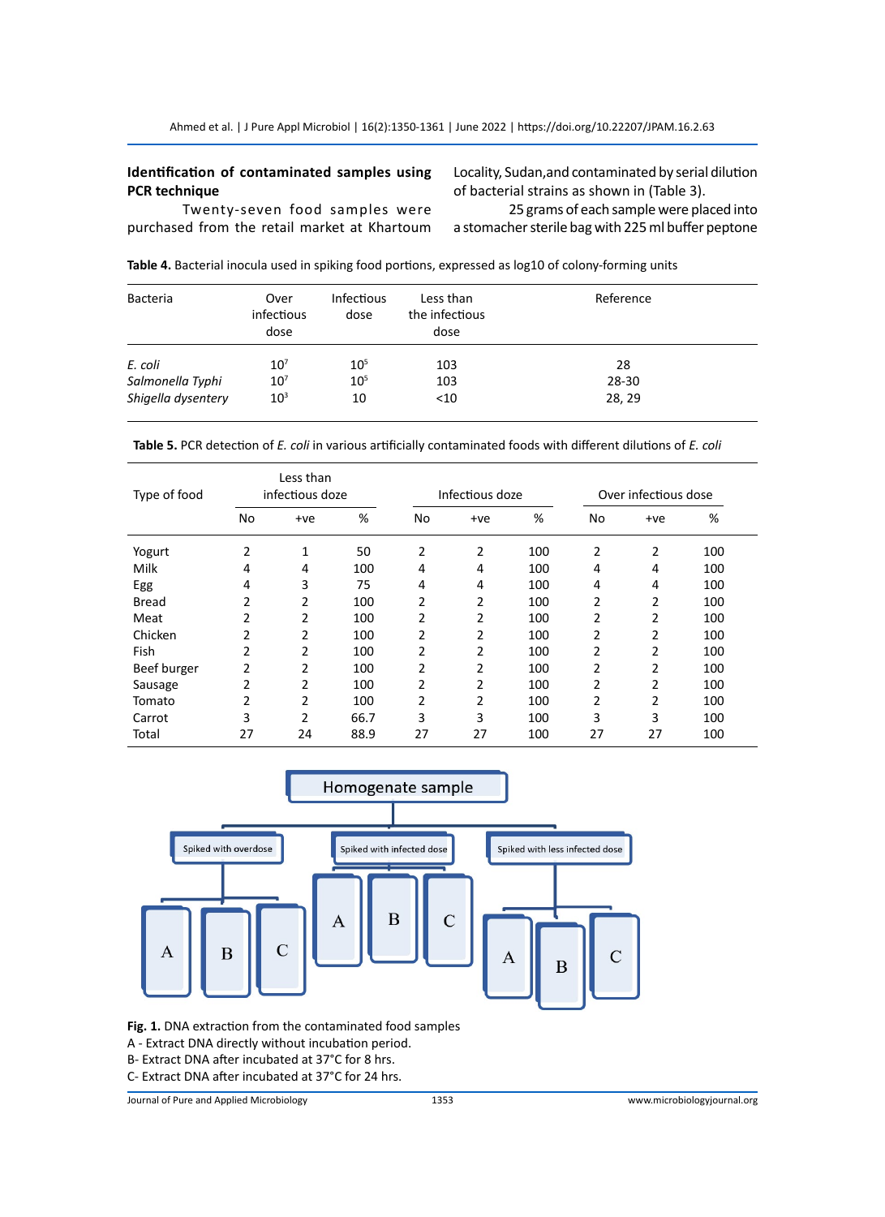### Identification of contaminated samples using PCR technique

Twenty-seven food samples were purchased from the retail market at Khartoum Locality, Sudan,and contaminated by serial dilution of bacterial strains as shown in (Table 3).

25 grams of each sample were placed into a stomacher sterile bag with 225 ml buffer peptone

**Table 4.** Bacterial inocula used in spiking food portions, expressed as log10 of colony-forming units

| Bacteria | Over infectious dose | Infectious dose | Less than the infectious dose | Reference |
|---|---|---|---|---|
| *E. coli* | $10^7$ | $10^5$ | 103 | 28 |
| *Salmonella Typhi* | $10^7$ | $10^5$ | 103 | 28-30 |
| *Shigella dysentery* | $10^3$ | 10 | <10 | 28, 29 |

**Table 5.** PCR detection of *E. coli* in various artificially contaminated foods with different dilutions of *E. coli*

| Type of food | Less than infectious doze | | | Infectious doze | | | Over infectious dose | | |
|---|---|---|---|---|---|---|---|---|---|
| | No | +ve | % | No | +ve | % | No | +ve | % |
| Yogurt | 2 | 1 | 50 | 2 | 2 | 100 | 2 | 2 | 100 |
| Milk | 4 | 4 | 100 | 4 | 4 | 100 | 4 | 4 | 100 |
| Egg | 4 | 3 | 75 | 4 | 4 | 100 | 4 | 4 | 100 |
| Bread | 2 | 2 | 100 | 2 | 2 | 100 | 2 | 2 | 100 |
| Meat | 2 | 2 | 100 | 2 | 2 | 100 | 2 | 2 | 100 |
| Chicken | 2 | 2 | 100 | 2 | 2 | 100 | 2 | 2 | 100 |
| Fish | 2 | 2 | 100 | 2 | 2 | 100 | 2 | 2 | 100 |
| Beef burger | 2 | 2 | 100 | 2 | 2 | 100 | 2 | 2 | 100 |
| Sausage | 2 | 2 | 100 | 2 | 2 | 100 | 2 | 2 | 100 |
| Tomato | 2 | 2 | 100 | 2 | 2 | 100 | 2 | 2 | 100 |
| Carrot | 3 | 2 | 66.7 | 3 | 3 | 100 | 3 | 3 | 100 |
| Total | 27 | 24 | 88.9 | 27 | 27 | 100 | 27 | 27 | 100 |

Homogenate sample → Spiked with overdose (A, B, C); Spiked with infected dose (A, B, C); Spiked with less infected dose (A, B, C)

**Fig. 1.** DNA extraction from the contaminated food samples
A - Extract DNA directly without incubation period.
B- Extract DNA after incubated at 37°C for 8 hrs.
C- Extract DNA after incubated at 37°C for 24 hrs.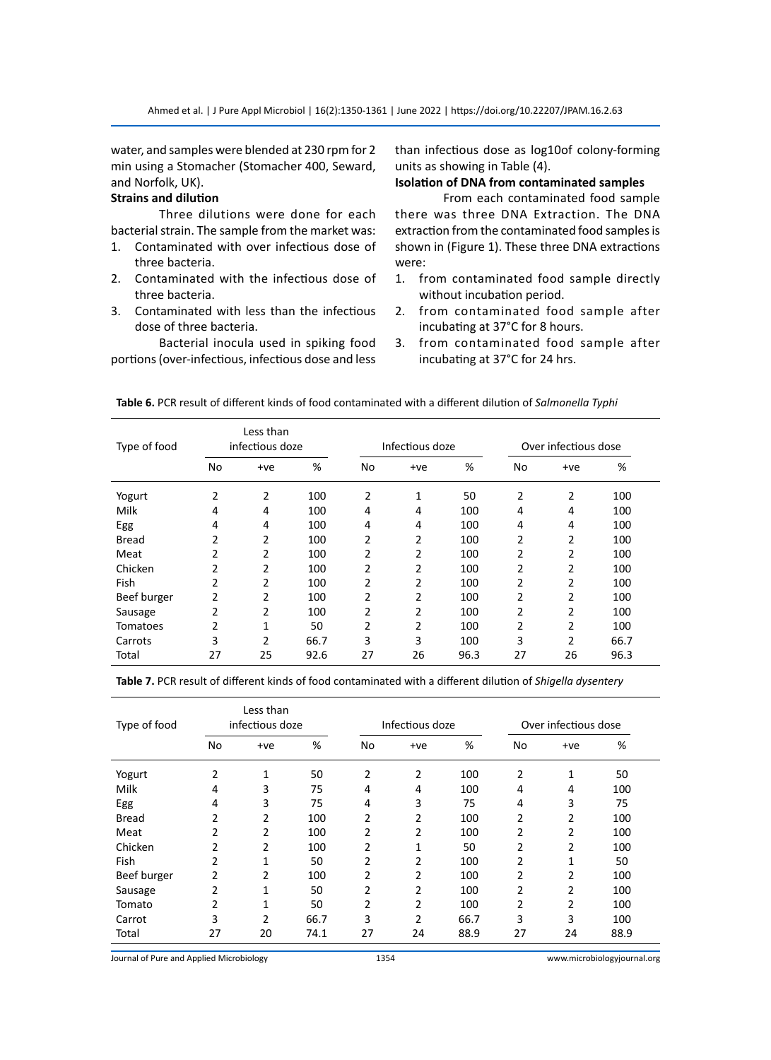water, and samples were blended at 230 rpm for 2 min using a Stomacher (Stomacher 400, Seward, and Norfolk, UK).

**Strains and dilution**

Three dilutions were done for each bacterial strain. The sample from the market was:

1. Contaminated with over infectious dose of three bacteria.
2. Contaminated with the infectious dose of three bacteria.
3. Contaminated with less than the infectious dose of three bacteria.

Bacterial inocula used in spiking food portions (over-infectious, infectious dose and less than infectious dose as log10of colony-forming units as showing in Table (4).

**Isolation of DNA from contaminated samples**

From each contaminated food sample there was three DNA Extraction. The DNA extraction from the contaminated food samples is shown in (Figure 1). These three DNA extractions were:

1. from contaminated food sample directly without incubation period.
2. from contaminated food sample after incubating at 37°C for 8 hours.
3. from contaminated food sample after incubating at 37°C for 24 hrs.

**Table 6.** PCR result of different kinds of food contaminated with a different dilution of *Salmonella Typhi*

| Type of food | Less than infectious doze | | | Infectious doze | | | Over infectious dose | | |
|---|---|---|---|---|---|---|---|---|---|
| | No | +ve | % | No | +ve | % | No | +ve | % |
| Yogurt | 2 | 2 | 100 | 2 | 1 | 50 | 2 | 2 | 100 |
| Milk | 4 | 4 | 100 | 4 | 4 | 100 | 4 | 4 | 100 |
| Egg | 4 | 4 | 100 | 4 | 4 | 100 | 4 | 4 | 100 |
| Bread | 2 | 2 | 100 | 2 | 2 | 100 | 2 | 2 | 100 |
| Meat | 2 | 2 | 100 | 2 | 2 | 100 | 2 | 2 | 100 |
| Chicken | 2 | 2 | 100 | 2 | 2 | 100 | 2 | 2 | 100 |
| Fish | 2 | 2 | 100 | 2 | 2 | 100 | 2 | 2 | 100 |
| Beef burger | 2 | 2 | 100 | 2 | 2 | 100 | 2 | 2 | 100 |
| Sausage | 2 | 2 | 100 | 2 | 2 | 100 | 2 | 2 | 100 |
| Tomatoes | 2 | 1 | 50 | 2 | 2 | 100 | 2 | 2 | 100 |
| Carrots | 3 | 2 | 66.7 | 3 | 3 | 100 | 3 | 2 | 66.7 |
| Total | 27 | 25 | 92.6 | 27 | 26 | 96.3 | 27 | 26 | 96.3 |

**Table 7.** PCR result of different kinds of food contaminated with a different dilution of *Shigella dysentery*

| Type of food | Less than infectious doze | | | Infectious doze | | | Over infectious dose | | |
|---|---|---|---|---|---|---|---|---|---|
| | No | +ve | % | No | +ve | % | No | +ve | % |
| Yogurt | 2 | 1 | 50 | 2 | 2 | 100 | 2 | 1 | 50 |
| Milk | 4 | 3 | 75 | 4 | 4 | 100 | 4 | 4 | 100 |
| Egg | 4 | 3 | 75 | 4 | 3 | 75 | 4 | 3 | 75 |
| Bread | 2 | 2 | 100 | 2 | 2 | 100 | 2 | 2 | 100 |
| Meat | 2 | 2 | 100 | 2 | 2 | 100 | 2 | 2 | 100 |
| Chicken | 2 | 2 | 100 | 2 | 1 | 50 | 2 | 2 | 100 |
| Fish | 2 | 1 | 50 | 2 | 2 | 100 | 2 | 1 | 50 |
| Beef burger | 2 | 2 | 100 | 2 | 2 | 100 | 2 | 2 | 100 |
| Sausage | 2 | 1 | 50 | 2 | 2 | 100 | 2 | 2 | 100 |
| Tomato | 2 | 1 | 50 | 2 | 2 | 100 | 2 | 2 | 100 |
| Carrot | 3 | 2 | 66.7 | 3 | 2 | 66.7 | 3 | 3 | 100 |
| Total | 27 | 20 | 74.1 | 27 | 24 | 88.9 | 27 | 24 | 88.9 |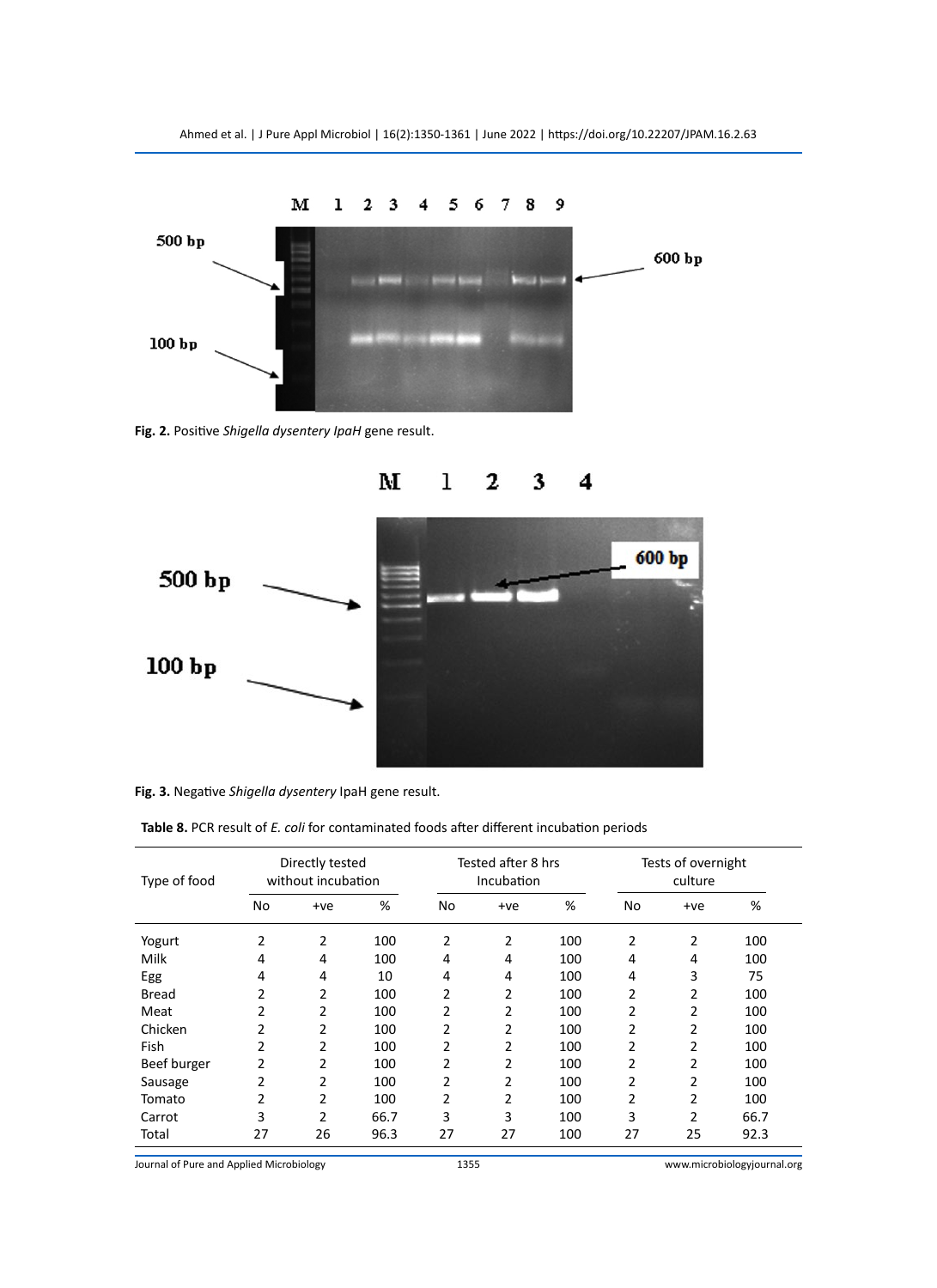**Fig. 2.** Positive *Shigella dysentery IpaH* gene result.

**Fig. 3.** Negative *Shigella dysentery* IpaH gene result.

**Table 8.** PCR result of *E. coli* for contaminated foods after different incubation periods

| Type of food | Directly tested without incubation | | | Tested after 8 hrs Incubation | | | Tests of overnight culture | | |
|---|---|---|---|---|---|---|---|---|---|
| | No | +ve | % | No | +ve | % | No | +ve | % |
| Yogurt | 2 | 2 | 100 | 2 | 2 | 100 | 2 | 2 | 100 |
| Milk | 4 | 4 | 100 | 4 | 4 | 100 | 4 | 4 | 100 |
| Egg | 4 | 4 | 10 | 4 | 4 | 100 | 4 | 3 | 75 |
| Bread | 2 | 2 | 100 | 2 | 2 | 100 | 2 | 2 | 100 |
| Meat | 2 | 2 | 100 | 2 | 2 | 100 | 2 | 2 | 100 |
| Chicken | 2 | 2 | 100 | 2 | 2 | 100 | 2 | 2 | 100 |
| Fish | 2 | 2 | 100 | 2 | 2 | 100 | 2 | 2 | 100 |
| Beef burger | 2 | 2 | 100 | 2 | 2 | 100 | 2 | 2 | 100 |
| Sausage | 2 | 2 | 100 | 2 | 2 | 100 | 2 | 2 | 100 |
| Tomato | 2 | 2 | 100 | 2 | 2 | 100 | 2 | 2 | 100 |
| Carrot | 3 | 2 | 66.7 | 3 | 3 | 100 | 3 | 2 | 66.7 |
| Total | 27 | 26 | 96.3 | 27 | 27 | 100 | 27 | 25 | 92.3 |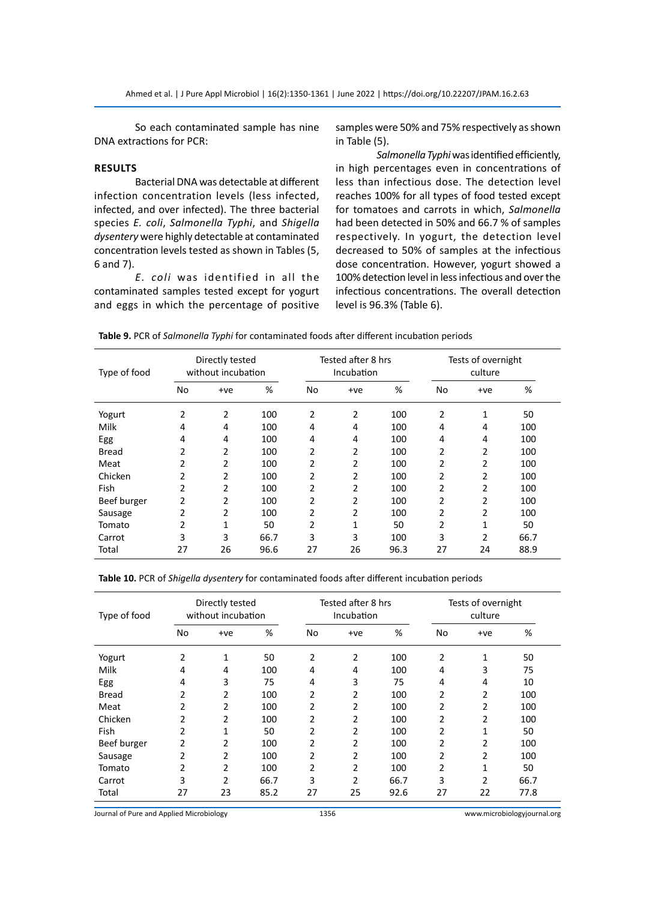So each contaminated sample has nine DNA extractions for PCR:

## RESULTS

Bacterial DNA was detectable at different infection concentration levels (less infected, infected, and over infected). The three bacterial species *E. coli*, *Salmonella Typhi*, and *Shigella dysentery* were highly detectable at contaminated concentration levels tested as shown in Tables (5, 6 and 7).

*E. coli* was identified in all the contaminated samples tested except for yogurt and eggs in which the percentage of positive samples were 50% and 75% respectively as shown in Table (5).

*Salmonella Typhi* was identified efficiently, in high percentages even in concentrations of less than infectious dose. The detection level reaches 100% for all types of food tested except for tomatoes and carrots in which, *Salmonella* had been detected in 50% and 66.7 % of samples respectively. In yogurt, the detection level decreased to 50% of samples at the infectious dose concentration. However, yogurt showed a 100% detection level in less infectious and over the infectious concentrations. The overall detection level is 96.3% (Table 6).

**Table 9.** PCR of *Salmonella Typhi* for contaminated foods after different incubation periods

| Type of food | Directly tested without incubation | | | Tested after 8 hrs Incubation | | | Tests of overnight culture | | |
|---|---|---|---|---|---|---|---|---|---|
| | No | +ve | % | No | +ve | % | No | +ve | % |
| Yogurt | 2 | 2 | 100 | 2 | 2 | 100 | 2 | 1 | 50 |
| Milk | 4 | 4 | 100 | 4 | 4 | 100 | 4 | 4 | 100 |
| Egg | 4 | 4 | 100 | 4 | 4 | 100 | 4 | 4 | 100 |
| Bread | 2 | 2 | 100 | 2 | 2 | 100 | 2 | 2 | 100 |
| Meat | 2 | 2 | 100 | 2 | 2 | 100 | 2 | 2 | 100 |
| Chicken | 2 | 2 | 100 | 2 | 2 | 100 | 2 | 2 | 100 |
| Fish | 2 | 2 | 100 | 2 | 2 | 100 | 2 | 2 | 100 |
| Beef burger | 2 | 2 | 100 | 2 | 2 | 100 | 2 | 2 | 100 |
| Sausage | 2 | 2 | 100 | 2 | 2 | 100 | 2 | 2 | 100 |
| Tomato | 2 | 1 | 50 | 2 | 1 | 50 | 2 | 1 | 50 |
| Carrot | 3 | 3 | 66.7 | 3 | 3 | 100 | 3 | 2 | 66.7 |
| Total | 27 | 26 | 96.6 | 27 | 26 | 96.3 | 27 | 24 | 88.9 |

**Table 10.** PCR of *Shigella dysentery* for contaminated foods after different incubation periods

| Type of food | Directly tested without incubation | | | Tested after 8 hrs Incubation | | | Tests of overnight culture | | |
|---|---|---|---|---|---|---|---|---|---|
| | No | +ve | % | No | +ve | % | No | +ve | % |
| Yogurt | 2 | 1 | 50 | 2 | 2 | 100 | 2 | 1 | 50 |
| Milk | 4 | 4 | 100 | 4 | 4 | 100 | 4 | 3 | 75 |
| Egg | 4 | 3 | 75 | 4 | 3 | 75 | 4 | 4 | 10 |
| Bread | 2 | 2 | 100 | 2 | 2 | 100 | 2 | 2 | 100 |
| Meat | 2 | 2 | 100 | 2 | 2 | 100 | 2 | 2 | 100 |
| Chicken | 2 | 2 | 100 | 2 | 2 | 100 | 2 | 2 | 100 |
| Fish | 2 | 1 | 50 | 2 | 2 | 100 | 2 | 1 | 50 |
| Beef burger | 2 | 2 | 100 | 2 | 2 | 100 | 2 | 2 | 100 |
| Sausage | 2 | 2 | 100 | 2 | 2 | 100 | 2 | 2 | 100 |
| Tomato | 2 | 2 | 100 | 2 | 2 | 100 | 2 | 1 | 50 |
| Carrot | 3 | 2 | 66.7 | 3 | 2 | 66.7 | 3 | 2 | 66.7 |
| Total | 27 | 23 | 85.2 | 27 | 25 | 92.6 | 27 | 22 | 77.8 |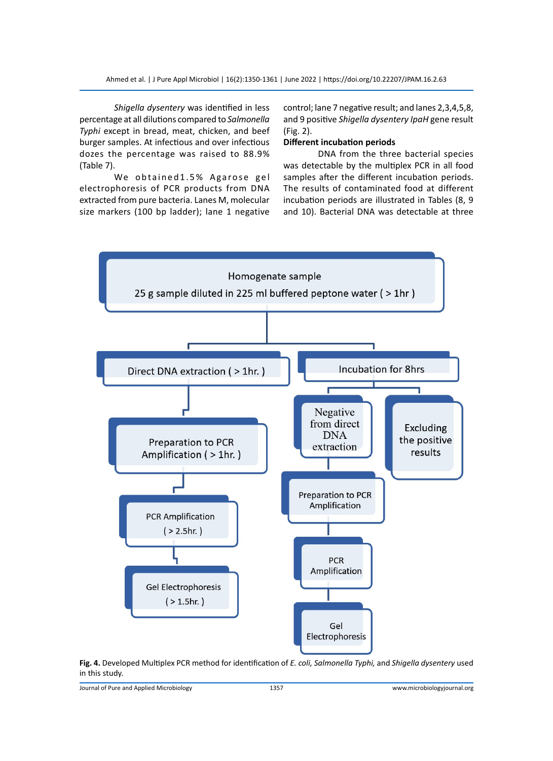*Shigella dysentery* was identified in less percentage at all dilutions compared to *Salmonella Typhi* except in bread, meat, chicken, and beef burger samples. At infectious and over infectious dozes the percentage was raised to 88.9% (Table 7).

We obtained1.5% Agarose gel electrophoresis of PCR products from DNA extracted from pure bacteria. Lanes M, molecular size markers (100 bp ladder); lane 1 negative control; lane 7 negative result; and lanes 2,3,4,5,8, and 9 positive *Shigella dysentery IpaH* gene result (Fig. 2).

**Different incubation periods**

DNA from the three bacterial species was detectable by the multiplex PCR in all food samples after the different incubation periods. The results of contaminated food at different incubation periods are illustrated in Tables (8, 9 and 10). Bacterial DNA was detectable at three

Homogenate sample
25 g sample diluted in 225 ml buffered peptone water ( > 1hr )

- Direct DNA extraction ( > 1hr. )
  - Preparation to PCR Amplification ( > 1hr. )
  - PCR Amplification ( > 2.5hr. )
  - Gel Electrophoresis ( > 1.5hr. )
- Incubation for 8hrs
  - Negative from direct DNA extraction
    - Preparation to PCR Amplification
    - PCR Amplification
    - Gel Electrophoresis
  - Excluding the positive results

**Fig. 4.** Developed Multiplex PCR method for identification of *E. coli, Salmonella Typhi,* and *Shigella dysentery* used in this study.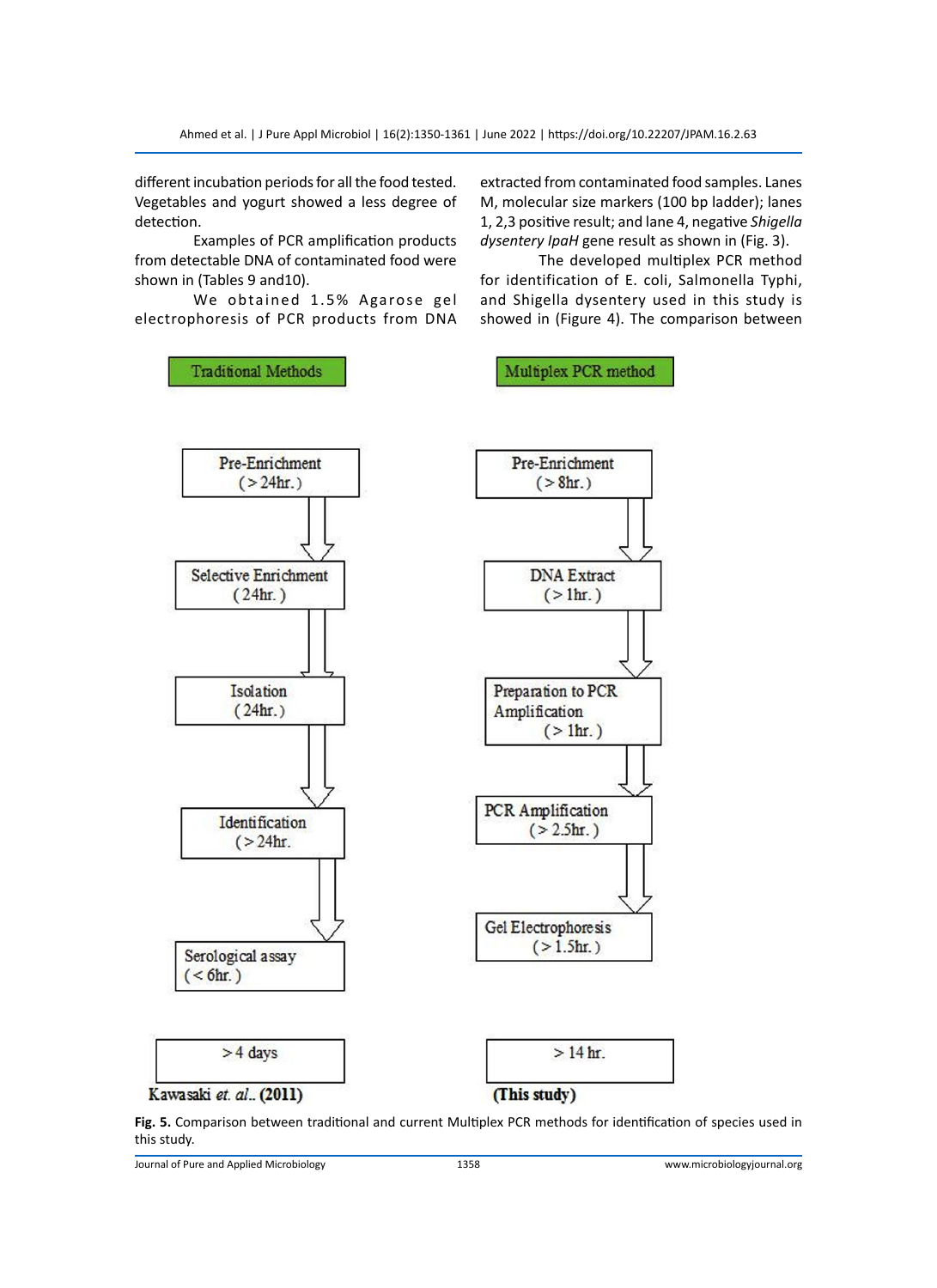different incubation periods for all the food tested. Vegetables and yogurt showed a less degree of detection.

Examples of PCR amplification products from detectable DNA of contaminated food were shown in (Tables 9 and10).

We obtained 1.5% Agarose gel electrophoresis of PCR products from DNA extracted from contaminated food samples. Lanes M, molecular size markers (100 bp ladder); lanes 1, 2,3 positive result; and lane 4, negative *Shigella dysentery IpaH* gene result as shown in (Fig. 3).

The developed multiplex PCR method for identification of E. coli, Salmonella Typhi, and Shigella dysentery used in this study is showed in (Figure 4). The comparison between

**Traditional Methods**

- Pre-Enrichment (> 24hr.)
- Selective Enrichment (24hr.)
- Isolation (24hr.)
- Identification (> 24hr.
- Serological assay (< 6hr.)

> 4 days

**Kawasaki *et. al.*. (2011)**

**Multiplex PCR method**

- Pre-Enrichment (> 8hr.)
- DNA Extract (> 1hr.)
- Preparation to PCR Amplification (> 1hr.)
- PCR Amplification (> 2.5hr.)
- Gel Electrophoresis (> 1.5hr.)

> 14 hr.

**(This study)**

**Fig. 5.** Comparison between traditional and current Multiplex PCR methods for identification of species used in this study.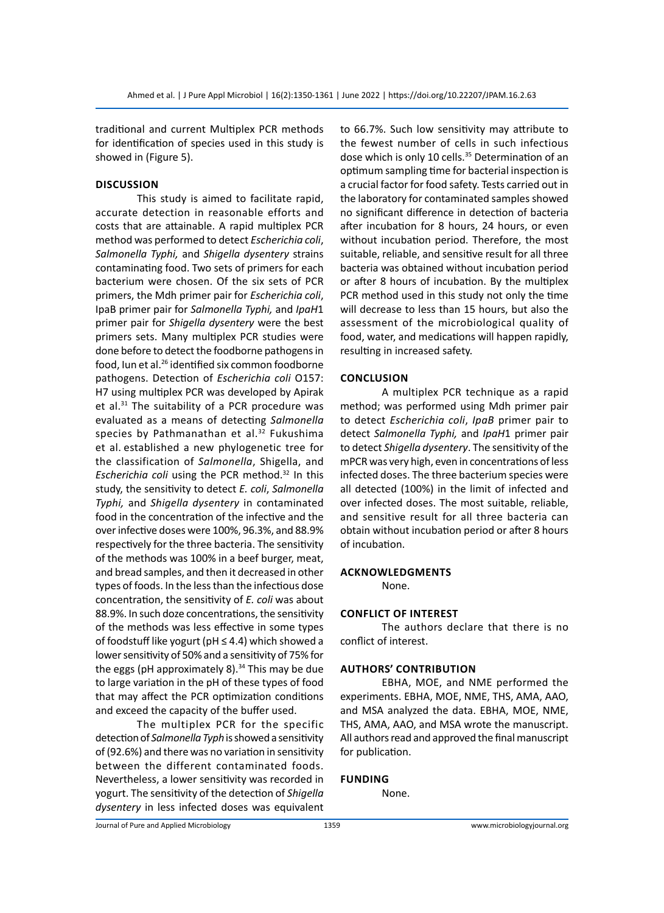traditional and current Multiplex PCR methods for identification of species used in this study is showed in (Figure 5).

## DISCUSSION

This study is aimed to facilitate rapid, accurate detection in reasonable efforts and costs that are attainable. A rapid multiplex PCR method was performed to detect *Escherichia coli*, *Salmonella Typhi,* and *Shigella dysentery* strains contaminating food. Two sets of primers for each bacterium were chosen. Of the six sets of PCR primers, the Mdh primer pair for *Escherichia coli*, IpaB primer pair for *Salmonella Typhi,* and *IpaH*1 primer pair for *Shigella dysentery* were the best primers sets. Many multiplex PCR studies were done before to detect the foodborne pathogens in food, Iun et al.[26] identified six common foodborne pathogens. Detection of *Escherichia coli* O157: H7 using multiplex PCR was developed by Apirak et al.[31] The suitability of a PCR procedure was evaluated as a means of detecting *Salmonella* species by Pathmanathan et al.[32] Fukushima et al. established a new phylogenetic tree for the classification of *Salmonella*, Shigella, and *Escherichia coli* using the PCR method.[32] In this study, the sensitivity to detect *E. coli*, *Salmonella Typhi,* and *Shigella dysentery* in contaminated food in the concentration of the infective and the over infective doses were 100%, 96.3%, and 88.9% respectively for the three bacteria. The sensitivity of the methods was 100% in a beef burger, meat, and bread samples, and then it decreased in other types of foods. In the less than the infectious dose concentration, the sensitivity of *E. coli* was about 88.9%. In such doze concentrations, the sensitivity of the methods was less effective in some types of foodstuff like yogurt (pH ≤ 4.4) which showed a lower sensitivity of 50% and a sensitivity of 75% for the eggs (pH approximately 8).[34] This may be due to large variation in the pH of these types of food that may affect the PCR optimization conditions and exceed the capacity of the buffer used.

The multiplex PCR for the specific detection of *Salmonella Typh* is showed a sensitivity of (92.6%) and there was no variation in sensitivity between the different contaminated foods. Nevertheless, a lower sensitivity was recorded in yogurt. The sensitivity of the detection of *Shigella dysentery* in less infected doses was equivalent to 66.7%. Such low sensitivity may attribute to the fewest number of cells in such infectious dose which is only 10 cells.[35] Determination of an optimum sampling time for bacterial inspection is a crucial factor for food safety. Tests carried out in the laboratory for contaminated samples showed no significant difference in detection of bacteria after incubation for 8 hours, 24 hours, or even without incubation period. Therefore, the most suitable, reliable, and sensitive result for all three bacteria was obtained without incubation period or after 8 hours of incubation. By the multiplex PCR method used in this study not only the time will decrease to less than 15 hours, but also the assessment of the microbiological quality of food, water, and medications will happen rapidly, resulting in increased safety.

## CONCLUSION

A multiplex PCR technique as a rapid method; was performed using Mdh primer pair to detect *Escherichia coli*, *IpaB* primer pair to detect *Salmonella Typhi,* and *IpaH*1 primer pair to detect *Shigella dysentery*. The sensitivity of the mPCR was very high, even in concentrations of less infected doses. The three bacterium species were all detected (100%) in the limit of infected and over infected doses. The most suitable, reliable, and sensitive result for all three bacteria can obtain without incubation period or after 8 hours of incubation.

## ACKNOWLEDGMENTS

None.

## CONFLICT OF INTEREST

The authors declare that there is no conflict of interest.

## AUTHORS' CONTRIBUTION

EBHA, MOE, and NME performed the experiments. EBHA, MOE, NME, THS, AMA, AAO, and MSA analyzed the data. EBHA, MOE, NME, THS, AMA, AAO, and MSA wrote the manuscript. All authors read and approved the final manuscript for publication.

## FUNDING

None.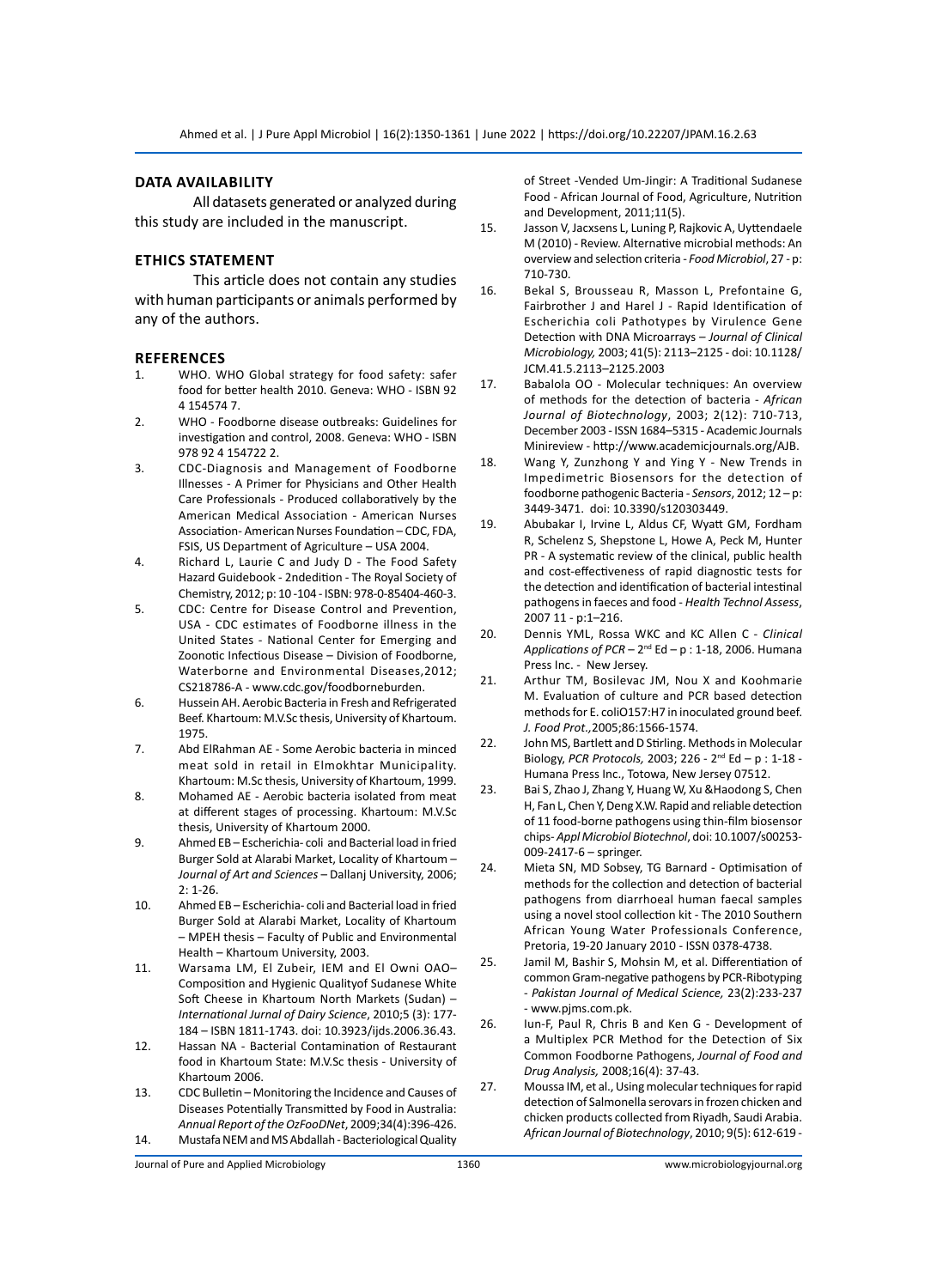## DATA AVAILABILITY

All datasets generated or analyzed during this study are included in the manuscript.

## ETHICS STATEMENT

This article does not contain any studies with human participants or animals performed by any of the authors.

## REFERENCES

1. WHO. WHO Global strategy for food safety: safer food for better health 2010. Geneva: WHO - ISBN 92 4 154574 7.
2. WHO - Foodborne disease outbreaks: Guidelines for investigation and control, 2008. Geneva: WHO - ISBN 978 92 4 154722 2.
3. CDC-Diagnosis and Management of Foodborne Illnesses - A Primer for Physicians and Other Health Care Professionals - Produced collaboratively by the American Medical Association - American Nurses Association- American Nurses Foundation – CDC, FDA, FSIS, US Department of Agriculture – USA 2004.
4. Richard L, Laurie C and Judy D - The Food Safety Hazard Guidebook - 2ndedition - The Royal Society of Chemistry, 2012; p: 10 -104 - ISBN: 978-0-85404-460-3.
5. CDC: Centre for Disease Control and Prevention, USA - CDC estimates of Foodborne illness in the United States - National Center for Emerging and Zoonotic Infectious Disease – Division of Foodborne, Waterborne and Environmental Diseases,2012; CS218786-A - www.cdc.gov/foodborneburden.
6. Hussein AH. Aerobic Bacteria in Fresh and Refrigerated Beef. Khartoum: M.V.Sc thesis, University of Khartoum. 1975.
7. Abd ElRahman AE - Some Aerobic bacteria in minced meat sold in retail in Elmokhtar Municipality. Khartoum: M.Sc thesis, University of Khartoum, 1999.
8. Mohamed AE - Aerobic bacteria isolated from meat at different stages of processing. Khartoum: M.V.Sc thesis, University of Khartoum 2000.
9. Ahmed EB – Escherichia- coli and Bacterial load in fried Burger Sold at Alarabi Market, Locality of Khartoum – *Journal of Art and Sciences* – Dallanj University, 2006; 2: 1-26.
10. Ahmed EB – Escherichia- coli and Bacterial load in fried Burger Sold at Alarabi Market, Locality of Khartoum – MPEH thesis – Faculty of Public and Environmental Health – Khartoum University, 2003.
11. Warsama LM, El Zubeir, IEM and El Owni OAO– Composition and Hygienic Qualityof Sudanese White Soft Cheese in Khartoum North Markets (Sudan) – *International Jurnal of Dairy Science*, 2010;5 (3): 177-184 – ISBN 1811-1743. doi: 10.3923/ijds.2006.36.43.
12. Hassan NA - Bacterial Contamination of Restaurant food in Khartoum State: M.V.Sc thesis - University of Khartoum 2006.
13. CDC Bulletin – Monitoring the Incidence and Causes of Diseases Potentially Transmitted by Food in Australia: *Annual Report of the OzFooDNet*, 2009;34(4):396-426.
14. Mustafa NEM and MS Abdallah - Bacteriological Quality of Street -Vended Um-Jingir: A Traditional Sudanese Food - African Journal of Food, Agriculture, Nutrition and Development, 2011;11(5).
15. Jasson V, Jacxsens L, Luning P, Rajkovic A, Uyttendaele M (2010) - Review. Alternative microbial methods: An overview and selection criteria - *Food Microbiol*, 27 - p: 710-730.
16. Bekal S, Brousseau R, Masson L, Prefontaine G, Fairbrother J and Harel J - Rapid Identification of Escherichia coli Pathotypes by Virulence Gene Detection with DNA Microarrays – *Journal of Clinical Microbiology,* 2003; 41(5): 2113–2125 - doi: 10.1128/JCM.41.5.2113–2125.2003
17. Babalola OO - Molecular techniques: An overview of methods for the detection of bacteria - *African Journal of Biotechnology*, 2003; 2(12): 710-713, December 2003 - ISSN 1684–5315 - Academic Journals Minireview - http://www.academicjournals.org/AJB.
18. Wang Y, Zunzhong Y and Ying Y - New Trends in Impedimetric Biosensors for the detection of foodborne pathogenic Bacteria - *Sensors*, 2012; 12 – p: 3449-3471. doi: 10.3390/s120303449.
19. Abubakar I, Irvine L, Aldus CF, Wyatt GM, Fordham R, Schelenz S, Shepstone L, Howe A, Peck M, Hunter PR - A systematic review of the clinical, public health and cost-effectiveness of rapid diagnostic tests for the detection and identification of bacterial intestinal pathogens in faeces and food - *Health Technol Assess*, 2007 11 - p:1–216.
20. Dennis YML, Rossa WKC and KC Allen C - *Clinical Applications of PCR* – 2nd Ed – p : 1-18, 2006. Humana Press Inc. - New Jersey.
21. Arthur TM, Bosilevac JM, Nou X and Koohmarie M. Evaluation of culture and PCR based detection methods for E. coliO157:H7 in inoculated ground beef. *J. Food Prot.*,2005;86:1566-1574.
22. John MS, Bartlett and D Stirling. Methods in Molecular Biology, *PCR Protocols,* 2003; 226 - 2nd Ed – p : 1-18 - Humana Press Inc., Totowa, New Jersey 07512.
23. Bai S, Zhao J, Zhang Y, Huang W, Xu &Haodong S, Chen H, Fan L, Chen Y, Deng X.W. Rapid and reliable detection of 11 food-borne pathogens using thin-film biosensor chips- *Appl Microbiol Biotechnol*, doi: 10.1007/s00253-009-2417-6 – springer.
24. Mieta SN, MD Sobsey, TG Barnard - Optimisation of methods for the collection and detection of bacterial pathogens from diarrhoeal human faecal samples using a novel stool collection kit - The 2010 Southern African Young Water Professionals Conference, Pretoria, 19-20 January 2010 - ISSN 0378-4738.
25. Jamil M, Bashir S, Mohsin M, et al. Differentiation of common Gram-negative pathogens by PCR-Ribotyping - *Pakistan Journal of Medical Science,* 23(2):233-237 - www.pjms.com.pk.
26. Iun-F, Paul R, Chris B and Ken G - Development of a Multiplex PCR Method for the Detection of Six Common Foodborne Pathogens, *Journal of Food and Drug Analysis,* 2008;16(4): 37-43.
27. Moussa IM, et al., Using molecular techniques for rapid detection of Salmonella serovars in frozen chicken and chicken products collected from Riyadh, Saudi Arabia. *African Journal of Biotechnology*, 2010; 9(5): 612-619 -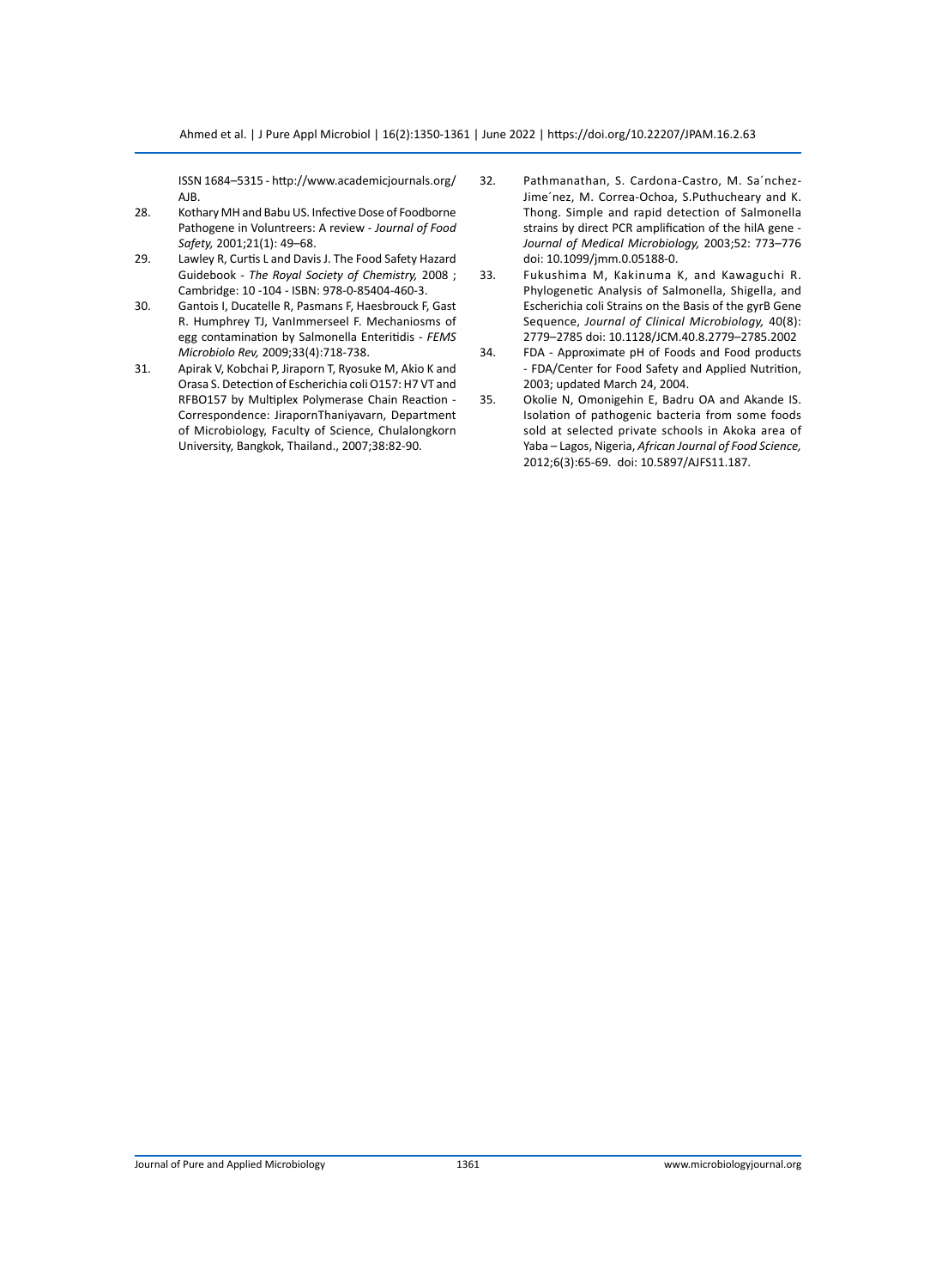ISSN 1684–5315 - http://www.academicjournals.org/AJB.

28. Kothary MH and Babu US. Infective Dose of Foodborne Pathogene in Voluntreers: A review - *Journal of Food Safety,* 2001;21(1): 49–68.
29. Lawley R, Curtis L and Davis J. The Food Safety Hazard Guidebook - *The Royal Society of Chemistry,* 2008 ; Cambridge: 10 -104 - ISBN: 978-0-85404-460-3.
30. Gantois I, Ducatelle R, Pasmans F, Haesbrouck F, Gast R. Humphrey TJ, VanImmerseel F. Mechaniosms of egg contamination by Salmonella Enteritidis - *FEMS Microbiolo Rev,* 2009;33(4):718-738.
31. Apirak V, Kobchai P, Jiraporn T, Ryosuke M, Akio K and Orasa S. Detection of Escherichia coli O157: H7 VT and RFBO157 by Multiplex Polymerase Chain Reaction - Correspondence: JirapornThaniyavarn, Department of Microbiology, Faculty of Science, Chulalongkorn University, Bangkok, Thailand., 2007;38:82-90.
32. Pathmanathan, S. Cardona-Castro, M. Sa´nchez-Jime´nez, M. Correa-Ochoa, S.Puthucheary and K. Thong. Simple and rapid detection of Salmonella strains by direct PCR amplification of the hilA gene - *Journal of Medical Microbiology,* 2003;52: 773–776 doi: 10.1099/jmm.0.05188-0.
33. Fukushima M, Kakinuma K, and Kawaguchi R. Phylogenetic Analysis of Salmonella, Shigella, and Escherichia coli Strains on the Basis of the gyrB Gene Sequence, *Journal of Clinical Microbiology,* 40(8): 2779–2785 doi: 10.1128/JCM.40.8.2779–2785.2002
34. FDA - Approximate pH of Foods and Food products - FDA/Center for Food Safety and Applied Nutrition, 2003; updated March 24, 2004.
35. Okolie N, Omonigehin E, Badru OA and Akande IS. Isolation of pathogenic bacteria from some foods sold at selected private schools in Akoka area of Yaba – Lagos, Nigeria, *African Journal of Food Science,* 2012;6(3):65-69. doi: 10.5897/AJFS11.187.